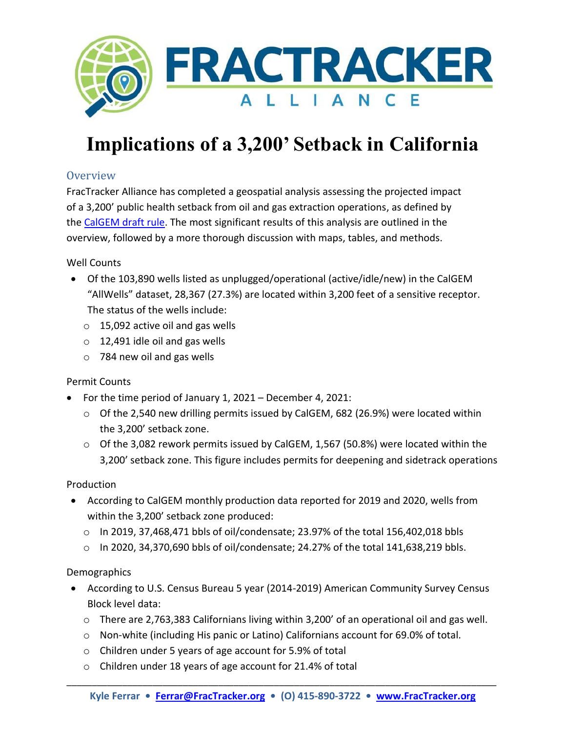# Implications of a 3,200' Setback in California

## Overview

FracTracker Alliance has completed a geospatial analysis assessing the projected impact of a 3,200' public health setback from oil and gas extraction operations, as defined by the CalGEM draft rule. The most significant results of this analysis are outlined in the overview, followed by a more thorough discussion with maps, tables, and methods.

### Well Counts

- Of the 103,890 wells listed as unplugged/operational (active/idle/new) in the CalGEM "AllWells" dataset, 28,367 (27.3%) are located within 3,200 feet of a sensitive receptor. The status of the wells include:
  - 15,092 active oil and gas wells
  - 12,491 idle oil and gas wells
  - 784 new oil and gas wells

### Permit Counts

- For the time period of January 1, 2021 – December 4, 2021:
  - Of the 2,540 new drilling permits issued by CalGEM, 682 (26.9%) were located within the 3,200' setback zone.
  - Of the 3,082 rework permits issued by CalGEM, 1,567 (50.8%) were located within the 3,200' setback zone. This figure includes permits for deepening and sidetrack operations

### Production

- According to CalGEM monthly production data reported for 2019 and 2020, wells from within the 3,200' setback zone produced:
  - In 2019, 37,468,471 bbls of oil/condensate; 23.97% of the total 156,402,018 bbls
  - In 2020, 34,370,690 bbls of oil/condensate; 24.27% of the total 141,638,219 bbls.

### Demographics

- According to U.S. Census Bureau 5 year (2014-2019) American Community Survey Census Block level data:
  - There are 2,763,383 Californians living within 3,200' of an operational oil and gas well.
  - Non-white (including His panic or Latino) Californians account for 69.0% of total.
  - Children under 5 years of age account for 5.9% of total
  - Children under 18 years of age account for 21.4% of total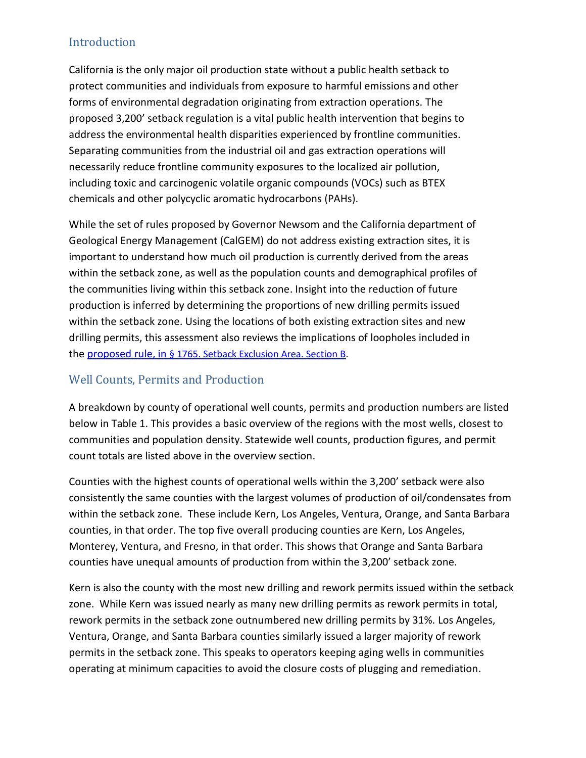## Introduction

California is the only major oil production state without a public health setback to protect communities and individuals from exposure to harmful emissions and other forms of environmental degradation originating from extraction operations. The proposed 3,200' setback regulation is a vital public health intervention that begins to address the environmental health disparities experienced by frontline communities. Separating communities from the industrial oil and gas extraction operations will necessarily reduce frontline community exposures to the localized air pollution, including toxic and carcinogenic volatile organic compounds (VOCs) such as BTEX chemicals and other polycyclic aromatic hydrocarbons (PAHs).

While the set of rules proposed by Governor Newsom and the California department of Geological Energy Management (CalGEM) do not address existing extraction sites, it is important to understand how much oil production is currently derived from the areas within the setback zone, as well as the population counts and demographical profiles of the communities living within this setback zone. Insight into the reduction of future production is inferred by determining the proportions of new drilling permits issued within the setback zone. Using the locations of both existing extraction sites and new drilling permits, this assessment also reviews the implications of loopholes included in the proposed rule, in § 1765. Setback Exclusion Area. Section B.

## Well Counts, Permits and Production

A breakdown by county of operational well counts, permits and production numbers are listed below in Table 1. This provides a basic overview of the regions with the most wells, closest to communities and population density. Statewide well counts, production figures, and permit count totals are listed above in the overview section.

Counties with the highest counts of operational wells within the 3,200' setback were also consistently the same counties with the largest volumes of production of oil/condensates from within the setback zone. These include Kern, Los Angeles, Ventura, Orange, and Santa Barbara counties, in that order. The top five overall producing counties are Kern, Los Angeles, Monterey, Ventura, and Fresno, in that order. This shows that Orange and Santa Barbara counties have unequal amounts of production from within the 3,200' setback zone.

Kern is also the county with the most new drilling and rework permits issued within the setback zone. While Kern was issued nearly as many new drilling permits as rework permits in total, rework permits in the setback zone outnumbered new drilling permits by 31%. Los Angeles, Ventura, Orange, and Santa Barbara counties similarly issued a larger majority of rework permits in the setback zone. This speaks to operators keeping aging wells in communities operating at minimum capacities to avoid the closure costs of plugging and remediation.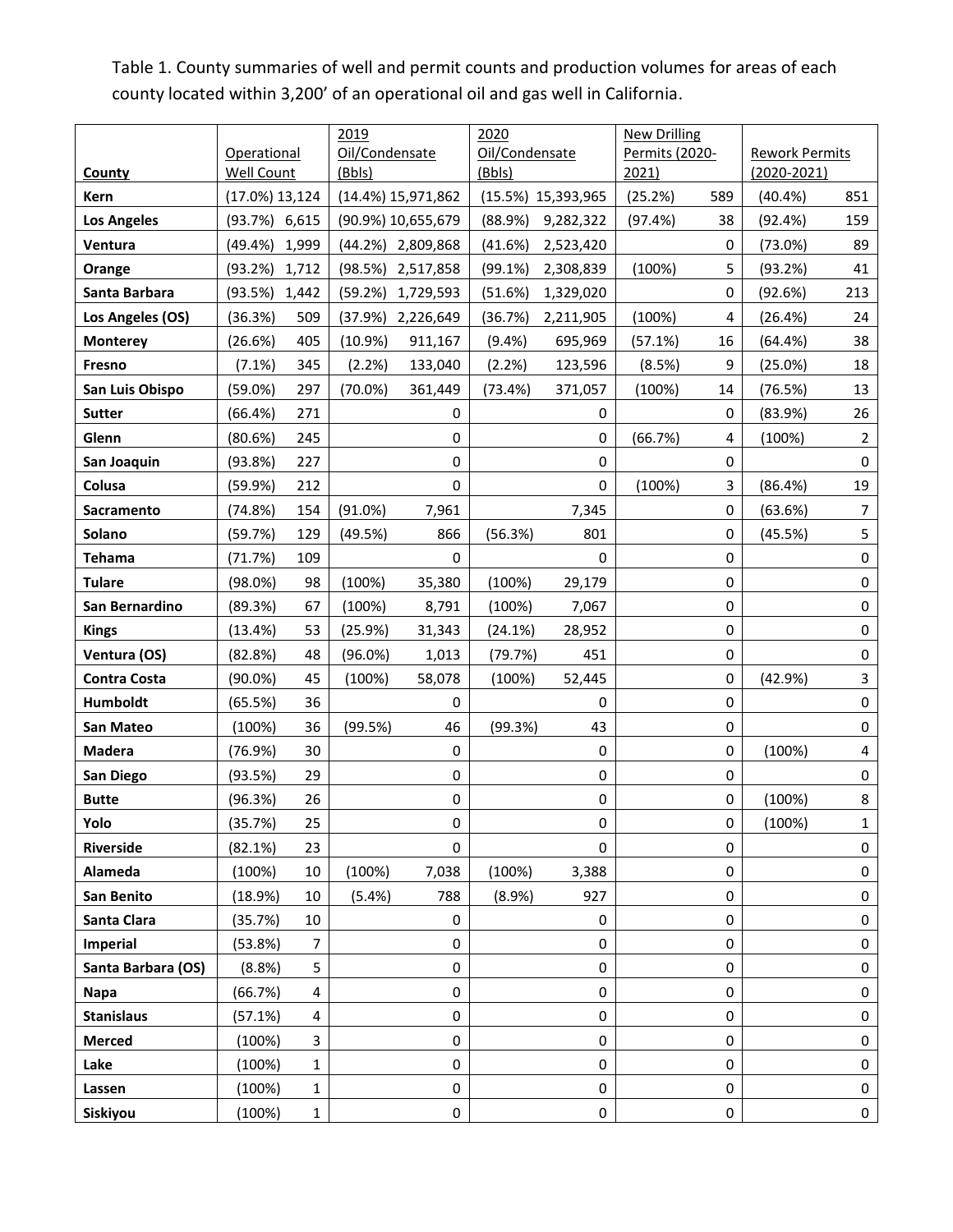Table 1. County summaries of well and permit counts and production volumes for areas of each county located within 3,200' of an operational oil and gas well in California.

| County | Operational Well Count | 2019 Oil/Condensate (Bbls) | 2020 Oil/Condensate (Bbls) | New Drilling Permits (2020-2021) | Rework Permits (2020-2021) |
|---|---|---|---|---|---|
| **Kern** | (17.0%) 13,124 | (14.4%) 15,971,862 | (15.5%) 15,393,965 | (25.2%) 589 | (40.4%) 851 |
| **Los Angeles** | (93.7%) 6,615 | (90.9%) 10,655,679 | (88.9%) 9,282,322 | (97.4%) 38 | (92.4%) 159 |
| **Ventura** | (49.4%) 1,999 | (44.2%) 2,809,868 | (41.6%) 2,523,420 | 0 | (73.0%) 89 |
| **Orange** | (93.2%) 1,712 | (98.5%) 2,517,858 | (99.1%) 2,308,839 | (100%) 5 | (93.2%) 41 |
| **Santa Barbara** | (93.5%) 1,442 | (59.2%) 1,729,593 | (51.6%) 1,329,020 | 0 | (92.6%) 213 |
| **Los Angeles (OS)** | (36.3%) 509 | (37.9%) 2,226,649 | (36.7%) 2,211,905 | (100%) 4 | (26.4%) 24 |
| **Monterey** | (26.6%) 405 | (10.9%) 911,167 | (9.4%) 695,969 | (57.1%) 16 | (64.4%) 38 |
| **Fresno** | (7.1%) 345 | (2.2%) 133,040 | (2.2%) 123,596 | (8.5%) 9 | (25.0%) 18 |
| **San Luis Obispo** | (59.0%) 297 | (70.0%) 361,449 | (73.4%) 371,057 | (100%) 14 | (76.5%) 13 |
| **Sutter** | (66.4%) 271 | 0 | 0 | 0 | (83.9%) 26 |
| **Glenn** | (80.6%) 245 | 0 | 0 | (66.7%) 4 | (100%) 2 |
| **San Joaquin** | (93.8%) 227 | 0 | 0 | 0 | 0 |
| **Colusa** | (59.9%) 212 | 0 | 0 | (100%) 3 | (86.4%) 19 |
| **Sacramento** | (74.8%) 154 | (91.0%) 7,961 | 7,345 | 0 | (63.6%) 7 |
| **Solano** | (59.7%) 129 | (49.5%) 866 | (56.3%) 801 | 0 | (45.5%) 5 |
| **Tehama** | (71.7%) 109 | 0 | 0 | 0 | 0 |
| **Tulare** | (98.0%) 98 | (100%) 35,380 | (100%) 29,179 | 0 | 0 |
| **San Bernardino** | (89.3%) 67 | (100%) 8,791 | (100%) 7,067 | 0 | 0 |
| **Kings** | (13.4%) 53 | (25.9%) 31,343 | (24.1%) 28,952 | 0 | 0 |
| **Ventura (OS)** | (82.8%) 48 | (96.0%) 1,013 | (79.7%) 451 | 0 | 0 |
| **Contra Costa** | (90.0%) 45 | (100%) 58,078 | (100%) 52,445 | 0 | (42.9%) 3 |
| **Humboldt** | (65.5%) 36 | 0 | 0 | 0 | 0 |
| **San Mateo** | (100%) 36 | (99.5%) 46 | (99.3%) 43 | 0 | 0 |
| **Madera** | (76.9%) 30 | 0 | 0 | 0 | (100%) 4 |
| **San Diego** | (93.5%) 29 | 0 | 0 | 0 | 0 |
| **Butte** | (96.3%) 26 | 0 | 0 | 0 | (100%) 8 |
| **Yolo** | (35.7%) 25 | 0 | 0 | 0 | (100%) 1 |
| **Riverside** | (82.1%) 23 | 0 | 0 | 0 | 0 |
| **Alameda** | (100%) 10 | (100%) 7,038 | (100%) 3,388 | 0 | 0 |
| **San Benito** | (18.9%) 10 | (5.4%) 788 | (8.9%) 927 | 0 | 0 |
| **Santa Clara** | (35.7%) 10 | 0 | 0 | 0 | 0 |
| **Imperial** | (53.8%) 7 | 0 | 0 | 0 | 0 |
| **Santa Barbara (OS)** | (8.8%) 5 | 0 | 0 | 0 | 0 |
| **Napa** | (66.7%) 4 | 0 | 0 | 0 | 0 |
| **Stanislaus** | (57.1%) 4 | 0 | 0 | 0 | 0 |
| **Merced** | (100%) 3 | 0 | 0 | 0 | 0 |
| **Lake** | (100%) 1 | 0 | 0 | 0 | 0 |
| **Lassen** | (100%) 1 | 0 | 0 | 0 | 0 |
| **Siskiyou** | (100%) 1 | 0 | 0 | 0 | 0 |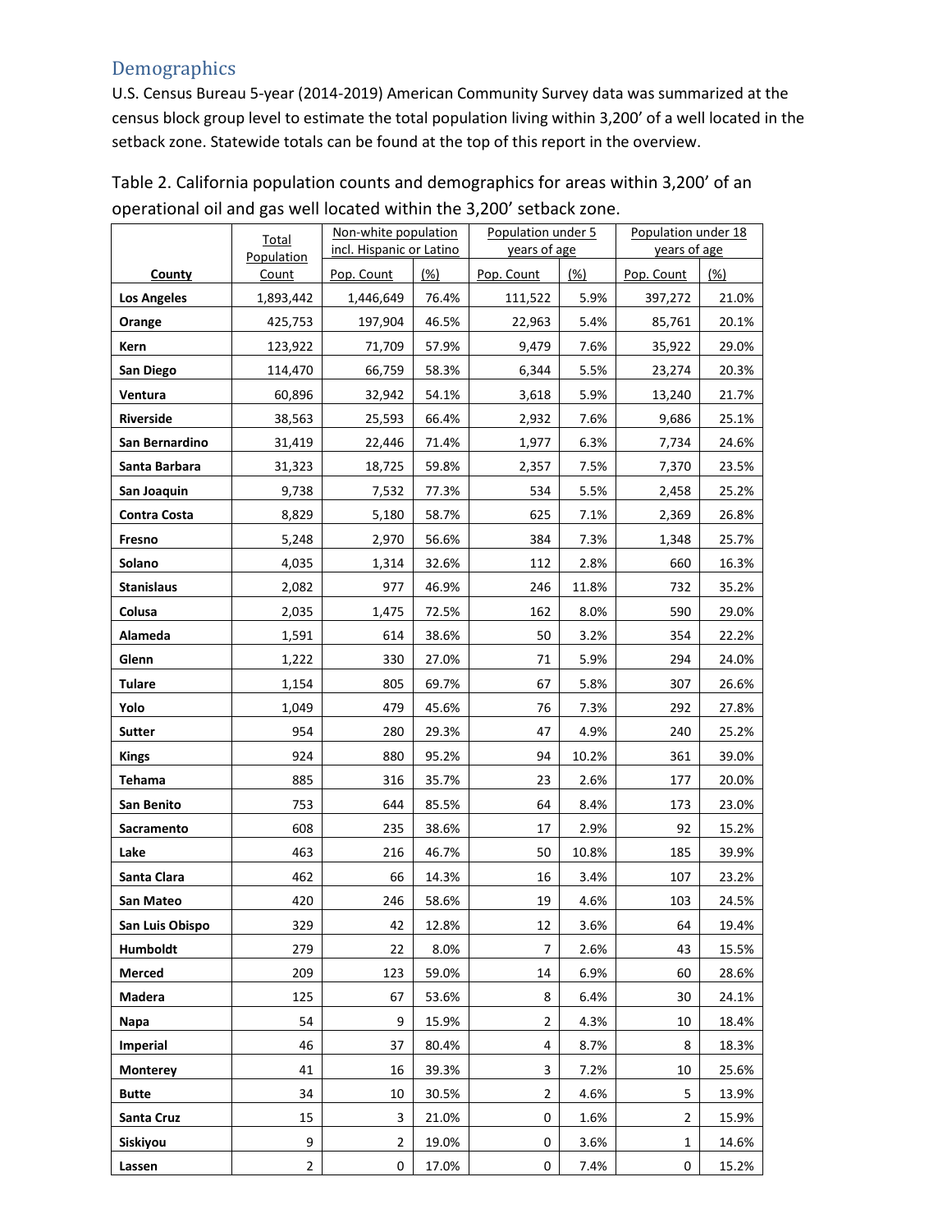## Demographics

U.S. Census Bureau 5-year (2014-2019) American Community Survey data was summarized at the census block group level to estimate the total population living within 3,200' of a well located in the setback zone. Statewide totals can be found at the top of this report in the overview.

Table 2. California population counts and demographics for areas within 3,200' of an operational oil and gas well located within the 3,200' setback zone.

| County | Total Population Count | Non-white population incl. Hispanic or Latino | | Population under 5 years of age | | Population under 18 years of age | |
|---|---|---|---|---|---|---|---|
| | | Pop. Count | (%) | Pop. Count | (%) | Pop. Count | (%) |
| **Los Angeles** | 1,893,442 | 1,446,649 | 76.4% | 111,522 | 5.9% | 397,272 | 21.0% |
| **Orange** | 425,753 | 197,904 | 46.5% | 22,963 | 5.4% | 85,761 | 20.1% |
| **Kern** | 123,922 | 71,709 | 57.9% | 9,479 | 7.6% | 35,922 | 29.0% |
| **San Diego** | 114,470 | 66,759 | 58.3% | 6,344 | 5.5% | 23,274 | 20.3% |
| **Ventura** | 60,896 | 32,942 | 54.1% | 3,618 | 5.9% | 13,240 | 21.7% |
| **Riverside** | 38,563 | 25,593 | 66.4% | 2,932 | 7.6% | 9,686 | 25.1% |
| **San Bernardino** | 31,419 | 22,446 | 71.4% | 1,977 | 6.3% | 7,734 | 24.6% |
| **Santa Barbara** | 31,323 | 18,725 | 59.8% | 2,357 | 7.5% | 7,370 | 23.5% |
| **San Joaquin** | 9,738 | 7,532 | 77.3% | 534 | 5.5% | 2,458 | 25.2% |
| **Contra Costa** | 8,829 | 5,180 | 58.7% | 625 | 7.1% | 2,369 | 26.8% |
| **Fresno** | 5,248 | 2,970 | 56.6% | 384 | 7.3% | 1,348 | 25.7% |
| **Solano** | 4,035 | 1,314 | 32.6% | 112 | 2.8% | 660 | 16.3% |
| **Stanislaus** | 2,082 | 977 | 46.9% | 246 | 11.8% | 732 | 35.2% |
| **Colusa** | 2,035 | 1,475 | 72.5% | 162 | 8.0% | 590 | 29.0% |
| **Alameda** | 1,591 | 614 | 38.6% | 50 | 3.2% | 354 | 22.2% |
| **Glenn** | 1,222 | 330 | 27.0% | 71 | 5.9% | 294 | 24.0% |
| **Tulare** | 1,154 | 805 | 69.7% | 67 | 5.8% | 307 | 26.6% |
| **Yolo** | 1,049 | 479 | 45.6% | 76 | 7.3% | 292 | 27.8% |
| **Sutter** | 954 | 280 | 29.3% | 47 | 4.9% | 240 | 25.2% |
| **Kings** | 924 | 880 | 95.2% | 94 | 10.2% | 361 | 39.0% |
| **Tehama** | 885 | 316 | 35.7% | 23 | 2.6% | 177 | 20.0% |
| **San Benito** | 753 | 644 | 85.5% | 64 | 8.4% | 173 | 23.0% |
| **Sacramento** | 608 | 235 | 38.6% | 17 | 2.9% | 92 | 15.2% |
| **Lake** | 463 | 216 | 46.7% | 50 | 10.8% | 185 | 39.9% |
| **Santa Clara** | 462 | 66 | 14.3% | 16 | 3.4% | 107 | 23.2% |
| **San Mateo** | 420 | 246 | 58.6% | 19 | 4.6% | 103 | 24.5% |
| **San Luis Obispo** | 329 | 42 | 12.8% | 12 | 3.6% | 64 | 19.4% |
| **Humboldt** | 279 | 22 | 8.0% | 7 | 2.6% | 43 | 15.5% |
| **Merced** | 209 | 123 | 59.0% | 14 | 6.9% | 60 | 28.6% |
| **Madera** | 125 | 67 | 53.6% | 8 | 6.4% | 30 | 24.1% |
| **Napa** | 54 | 9 | 15.9% | 2 | 4.3% | 10 | 18.4% |
| **Imperial** | 46 | 37 | 80.4% | 4 | 8.7% | 8 | 18.3% |
| **Monterey** | 41 | 16 | 39.3% | 3 | 7.2% | 10 | 25.6% |
| **Butte** | 34 | 10 | 30.5% | 2 | 4.6% | 5 | 13.9% |
| **Santa Cruz** | 15 | 3 | 21.0% | 0 | 1.6% | 2 | 15.9% |
| **Siskiyou** | 9 | 2 | 19.0% | 0 | 3.6% | 1 | 14.6% |
| **Lassen** | 2 | 0 | 17.0% | 0 | 7.4% | 0 | 15.2% |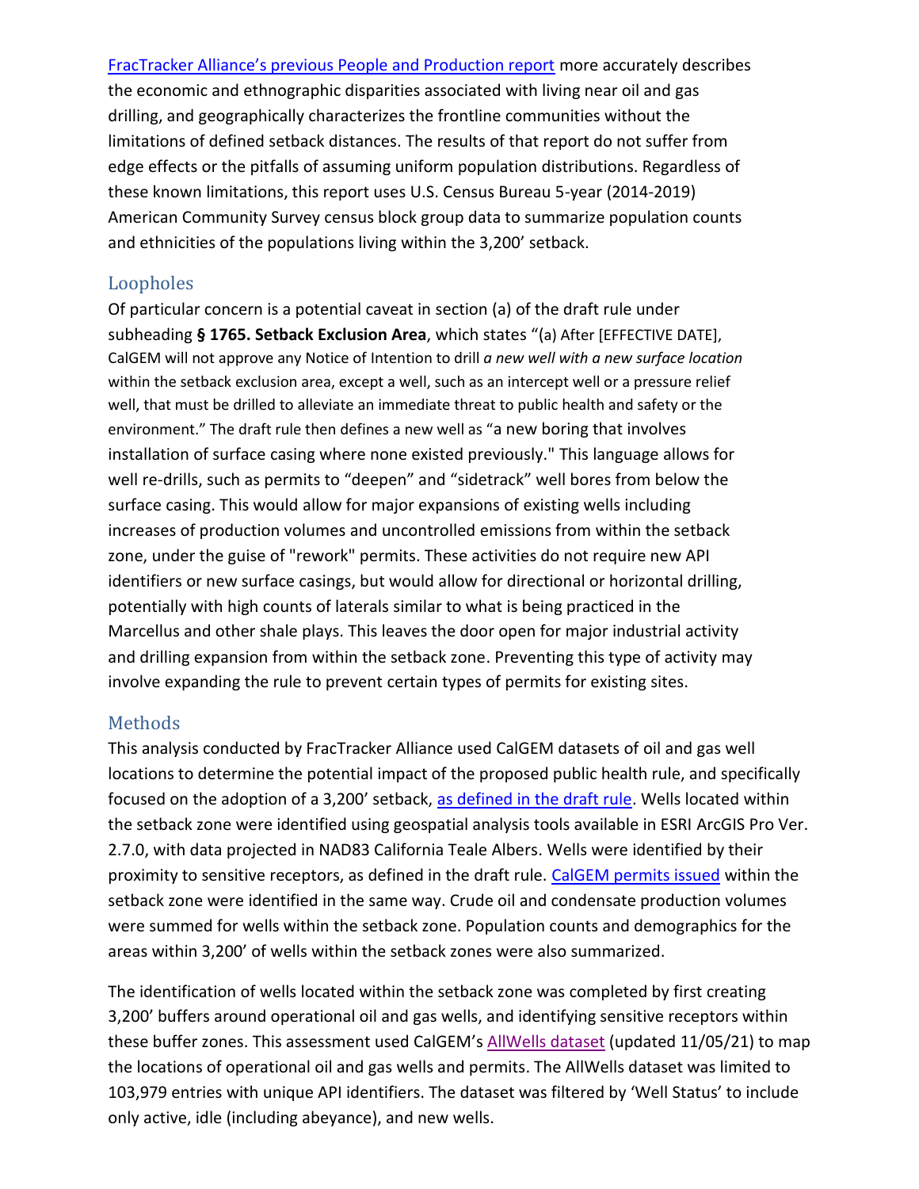[FracTracker Alliance's previous People and Production report](#) more accurately describes the economic and ethnographic disparities associated with living near oil and gas drilling, and geographically characterizes the frontline communities without the limitations of defined setback distances. The results of that report do not suffer from edge effects or the pitfalls of assuming uniform population distributions. Regardless of these known limitations, this report uses U.S. Census Bureau 5-year (2014-2019) American Community Survey census block group data to summarize population counts and ethnicities of the populations living within the 3,200' setback.

## Loopholes

Of particular concern is a potential caveat in section (a) of the draft rule under subheading **§ 1765. Setback Exclusion Area**, which states "(a) After [EFFECTIVE DATE], CalGEM will not approve any Notice of Intention to drill *a new well with a new surface location* within the setback exclusion area, except a well, such as an intercept well or a pressure relief well, that must be drilled to alleviate an immediate threat to public health and safety or the environment." The draft rule then defines a new well as "a new boring that involves installation of surface casing where none existed previously." This language allows for well re-drills, such as permits to "deepen" and "sidetrack" well bores from below the surface casing. This would allow for major expansions of existing wells including increases of production volumes and uncontrolled emissions from within the setback zone, under the guise of "rework" permits. These activities do not require new API identifiers or new surface casings, but would allow for directional or horizontal drilling, potentially with high counts of laterals similar to what is being practiced in the Marcellus and other shale plays. This leaves the door open for major industrial activity and drilling expansion from within the setback zone. Preventing this type of activity may involve expanding the rule to prevent certain types of permits for existing sites.

## Methods

This analysis conducted by FracTracker Alliance used CalGEM datasets of oil and gas well locations to determine the potential impact of the proposed public health rule, and specifically focused on the adoption of a 3,200' setback, [as defined in the draft rule](#). Wells located within the setback zone were identified using geospatial analysis tools available in ESRI ArcGIS Pro Ver. 2.7.0, with data projected in NAD83 California Teale Albers. Wells were identified by their proximity to sensitive receptors, as defined in the draft rule. [CalGEM permits issued](#) within the setback zone were identified in the same way. Crude oil and condensate production volumes were summed for wells within the setback zone. Population counts and demographics for the areas within 3,200' of wells within the setback zones were also summarized.

The identification of wells located within the setback zone was completed by first creating 3,200' buffers around operational oil and gas wells, and identifying sensitive receptors within these buffer zones. This assessment used CalGEM's [AllWells dataset](#) (updated 11/05/21) to map the locations of operational oil and gas wells and permits. The AllWells dataset was limited to 103,979 entries with unique API identifiers. The dataset was filtered by 'Well Status' to include only active, idle (including abeyance), and new wells.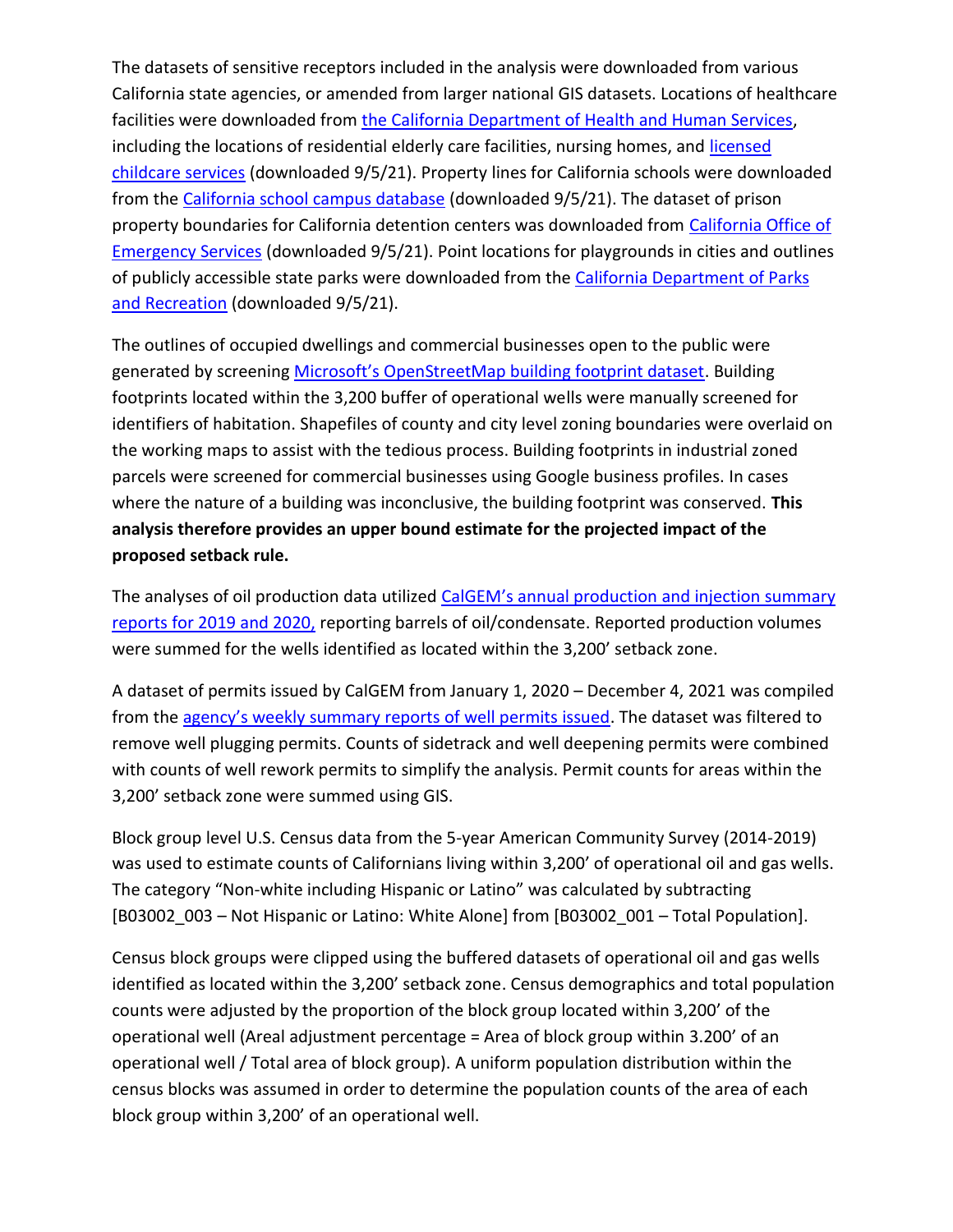The datasets of sensitive receptors included in the analysis were downloaded from various California state agencies, or amended from larger national GIS datasets. Locations of healthcare facilities were downloaded from the California Department of Health and Human Services, including the locations of residential elderly care facilities, nursing homes, and licensed childcare services (downloaded 9/5/21). Property lines for California schools were downloaded from the California school campus database (downloaded 9/5/21). The dataset of prison property boundaries for California detention centers was downloaded from California Office of Emergency Services (downloaded 9/5/21). Point locations for playgrounds in cities and outlines of publicly accessible state parks were downloaded from the California Department of Parks and Recreation (downloaded 9/5/21).

The outlines of occupied dwellings and commercial businesses open to the public were generated by screening Microsoft's OpenStreetMap building footprint dataset. Building footprints located within the 3,200 buffer of operational wells were manually screened for identifiers of habitation. Shapefiles of county and city level zoning boundaries were overlaid on the working maps to assist with the tedious process. Building footprints in industrial zoned parcels were screened for commercial businesses using Google business profiles. In cases where the nature of a building was inconclusive, the building footprint was conserved. **This analysis therefore provides an upper bound estimate for the projected impact of the proposed setback rule.**

The analyses of oil production data utilized CalGEM's annual production and injection summary reports for 2019 and 2020, reporting barrels of oil/condensate. Reported production volumes were summed for the wells identified as located within the 3,200' setback zone.

A dataset of permits issued by CalGEM from January 1, 2020 – December 4, 2021 was compiled from the agency's weekly summary reports of well permits issued. The dataset was filtered to remove well plugging permits. Counts of sidetrack and well deepening permits were combined with counts of well rework permits to simplify the analysis. Permit counts for areas within the 3,200' setback zone were summed using GIS.

Block group level U.S. Census data from the 5-year American Community Survey (2014-2019) was used to estimate counts of Californians living within 3,200' of operational oil and gas wells. The category "Non-white including Hispanic or Latino" was calculated by subtracting [B03002_003 – Not Hispanic or Latino: White Alone] from [B03002_001 – Total Population].

Census block groups were clipped using the buffered datasets of operational oil and gas wells identified as located within the 3,200' setback zone. Census demographics and total population counts were adjusted by the proportion of the block group located within 3,200' of the operational well (Areal adjustment percentage = Area of block group within 3.200' of an operational well / Total area of block group). A uniform population distribution within the census blocks was assumed in order to determine the population counts of the area of each block group within 3,200' of an operational well.